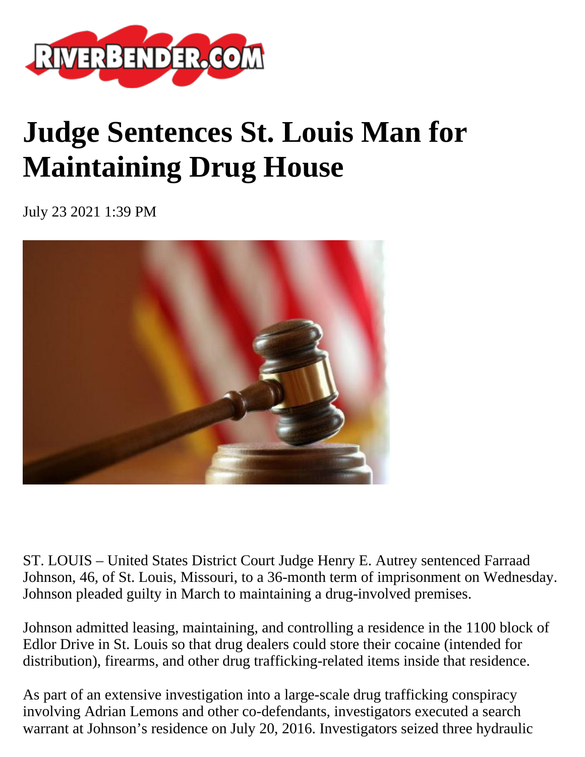# Judge Sentences St. Louis Man for Maintaining Drug House

July 23 2021 1:39 PM

ST. LOUIS – United States District Court Judge Henry E. Autrey sentenced Farraad Johnson, 46, of St. Louis, Missouri, to a 36-month term of imprisonment on Wednesday. Johnson pleaded guilty in March to maintaining a drug-involved premises.

Johnson admitted leasing, maintaining, and controlling a residence in the 1100 block of Edlor Drive in St. Louis so that drug dealers could store their cocaine (intended for distribution), firearms, and other drug trafficking-related items inside that residence.

As part of an extensive investigation into a large-scale drug trafficking conspiracy involving Adrian Lemons and other co-defendants, investigators executed a search warrant at Johnson's residence on July 20, 2016. Investigators seized three hydraulic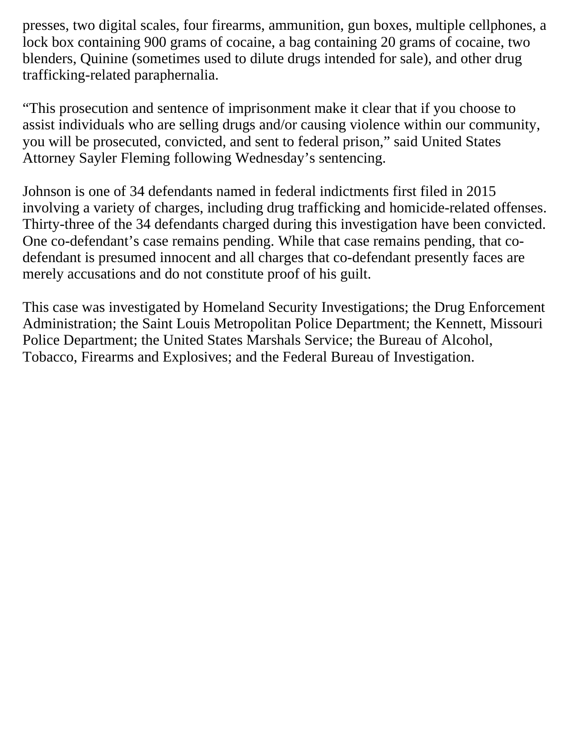presses, two digital scales, four firearms, ammunition, gun boxes, multiple cellphones, a lock box containing 900 grams of cocaine, a bag containing 20 grams of cocaine, two blenders, Quinine (sometimes used to dilute drugs intended for sale), and other drug trafficking-related paraphernalia.

"This prosecution and sentence of imprisonment make it clear that if you choose to assist individuals who are selling drugs and/or causing violence within our community, you will be prosecuted, convicted, and sent to federal prison," said United States Attorney Sayler Fleming following Wednesday's sentencing.

Johnson is one of 34 defendants named in federal indictments first filed in 2015 involving a variety of charges, including drug trafficking and homicide-related offenses. Thirty-three of the 34 defendants charged during this investigation have been convicted. One co-defendant's case remains pending. While that case remains pending, that co-defendant is presumed innocent and all charges that co-defendant presently faces are merely accusations and do not constitute proof of his guilt.

This case was investigated by Homeland Security Investigations; the Drug Enforcement Administration; the Saint Louis Metropolitan Police Department; the Kennett, Missouri Police Department; the United States Marshals Service; the Bureau of Alcohol, Tobacco, Firearms and Explosives; and the Federal Bureau of Investigation.